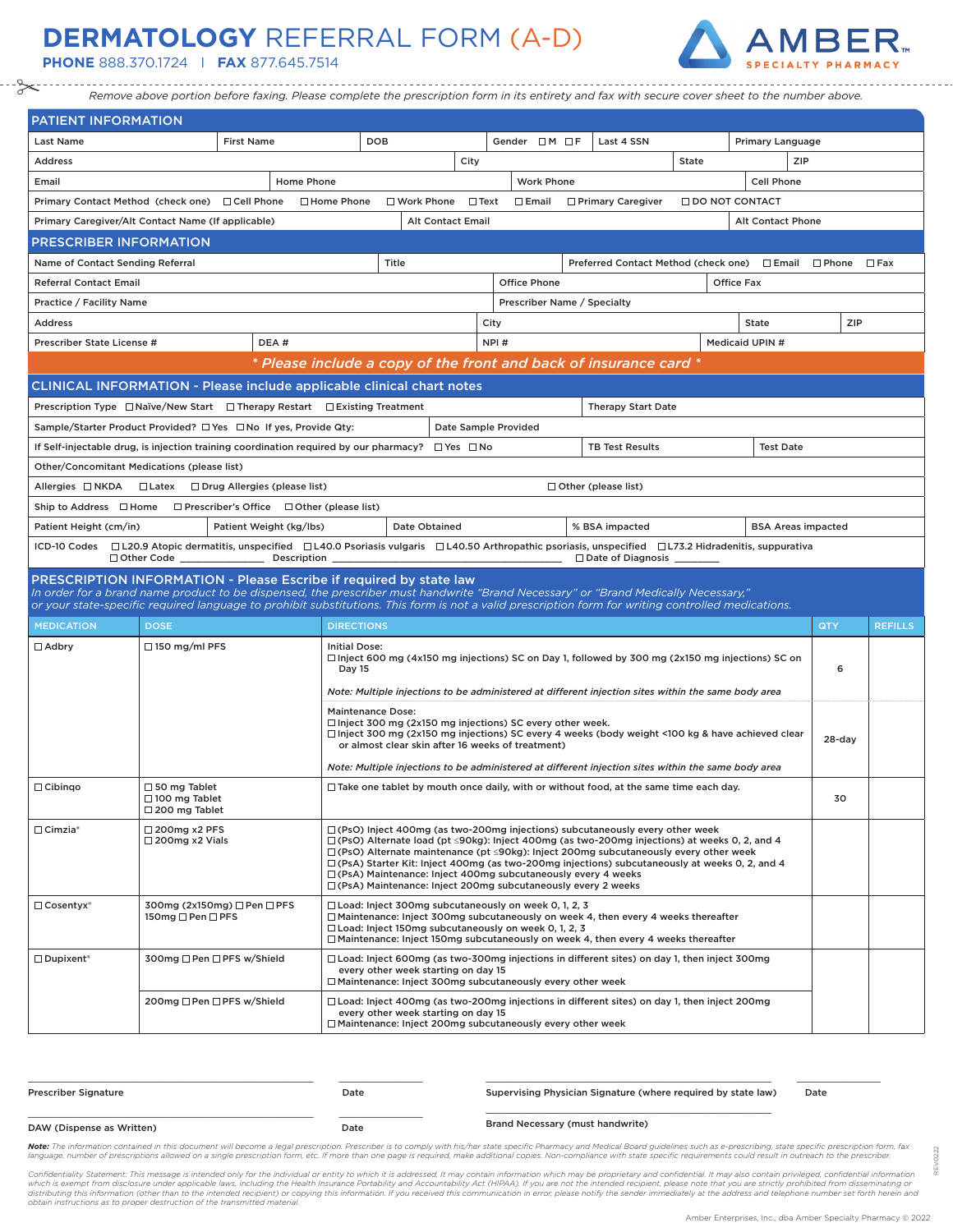# DERMATOLOGY REFERRAL FORM (A-D)

**PHONE** 888.370.1724 | **FAX** 877.645.7514

AMBER SPECIALTY PHARMACY

*Remove above portion before faxing. Please complete the prescription form in its entirety and fax with secure cover sheet to the number above.*

## PATIENT INFORMATION

| Last Name | First Name | DOB | Gender ☐M ☐F | Last 4 SSN | Primary Language |
|---|---|---|---|---|---|

| Address | City | State | ZIP |
|---|---|---|---|

| Email | Home Phone | Work Phone | Cell Phone |
|---|---|---|---|

Primary Contact Method (check one) ☐Cell Phone ☐Home Phone ☐Work Phone ☐Text ☐Email ☐Primary Caregiver ☐DO NOT CONTACT

| Primary Caregiver/Alt Contact Name (If applicable) | Alt Contact Email | Alt Contact Phone |
|---|---|---|

## PRESCRIBER INFORMATION

| Name of Contact Sending Referral | Title | Preferred Contact Method (check one) ☐Email ☐Phone ☐Fax |
|---|---|---|

| Referral Contact Email | Office Phone | Office Fax |
|---|---|---|

| Practice / Facility Name | Prescriber Name / Specialty |
|---|---|

| Address | City | State | ZIP |
|---|---|---|---|

| Prescriber State License # | DEA # | NPI # | Medicaid UPIN # |
|---|---|---|---|

*\* Please include a copy of the front and back of insurance card \**

## CLINICAL INFORMATION - Please include applicable clinical chart notes

| Prescription Type ☐Naïve/New Start ☐Therapy Restart ☐Existing Treatment | Therapy Start Date |
|---|---|

| Sample/Starter Product Provided? ☐Yes ☐No If yes, Provide Qty: | Date Sample Provided |
|---|---|

| If Self-injectable drug, is injection training coordination required by our pharmacy? ☐Yes ☐No | TB Test Results | Test Date |
|---|---|---|

Other/Concomitant Medications (please list)

Allergies ☐NKDA ☐Latex ☐Drug Allergies (please list) ☐Other (please list)

Ship to Address ☐Home ☐Prescriber's Office ☐Other (please list)

| Patient Height (cm/in) | Patient Weight (kg/lbs) | Date Obtained | % BSA impacted | BSA Areas impacted |
|---|---|---|---|---|

ICD-10 Codes ☐L20.9 Atopic dermatitis, unspecified ☐L40.0 Psoriasis vulgaris ☐L40.50 Arthropathic psoriasis, unspecified ☐L73.2 Hidradenitis, suppurativa ☐Other Code ______________ Description ______________________________________ ☐Date of Diagnosis ________

## PRESCRIPTION INFORMATION - Please Escribe if required by state law

*In order for a brand name product to be dispensed, the prescriber must handwrite "Brand Necessary" or "Brand Medically Necessary," or your state-specific required language to prohibit substitutions. This form is not a valid prescription form for writing controlled medications.*

| MEDICATION | DOSE | DIRECTIONS | QTY | REFILLS |
|---|---|---|---|---|
| ☐Adbry | ☐150 mg/ml PFS | Initial Dose:<br>☐Inject 600 mg (4x150 mg injections) SC on Day 1, followed by 300 mg (2x150 mg injections) SC on Day 15<br>*Note: Multiple injections to be administered at different injection sites within the same body area* | 6 | |
| | | Maintenance Dose:<br>☐Inject 300 mg (2x150 mg injections) SC every other week.<br>☐Inject 300 mg (2x150 mg injections) SC every 4 weeks (body weight <100 kg & have achieved clear or almost clear skin after 16 weeks of treatment)<br>*Note: Multiple injections to be administered at different injection sites within the same body area* | 28-day | |
| ☐Cibinqo | ☐50 mg Tablet<br>☐100 mg Tablet<br>☐200 mg Tablet | ☐Take one tablet by mouth once daily, with or without food, at the same time each day. | 30 | |
| ☐Cimzia® | ☐200mg x2 PFS<br>☐200mg x2 Vials | ☐(PsO) Inject 400mg (as two-200mg injections) subcutaneously every other week<br>☐(PsO) Alternate load (pt ≤90kg): Inject 400mg (as two-200mg injections) at weeks 0, 2, and 4<br>☐(PsO) Alternate maintenance (pt ≤90kg): Inject 200mg subcutaneously every other week<br>☐(PsA) Starter Kit: Inject 400mg (as two-200mg injections) subcutaneously at weeks 0, 2, and 4<br>☐(PsA) Maintenance: Inject 400mg subcutaneously every 4 weeks<br>☐(PsA) Maintenance: Inject 200mg subcutaneously every 2 weeks | | |
| ☐Cosentyx® | 300mg (2x150mg) ☐Pen ☐PFS<br>150mg ☐Pen ☐PFS | ☐Load: Inject 300mg subcutaneously on week 0, 1, 2, 3<br>☐Maintenance: Inject 300mg subcutaneously on week 4, then every 4 weeks thereafter<br>☐Load: Inject 150mg subcutaneously on week 0, 1, 2, 3<br>☐Maintenance: Inject 150mg subcutaneously on week 4, then every 4 weeks thereafter | | |
| ☐Dupixent® | 300mg ☐Pen ☐PFS w/Shield | ☐Load: Inject 600mg (as two-300mg injections in different sites) on day 1, then inject 300mg every other week starting on day 15<br>☐Maintenance: Inject 300mg subcutaneously every other week | | |
| | 200mg ☐Pen ☐PFS w/Shield | ☐Load: Inject 400mg (as two-200mg injections in different sites) on day 1, then inject 200mg every other week starting on day 15<br>☐Maintenance: Inject 200mg subcutaneously every other week | | |

Prescriber Signature ______________ Date ______ Supervising Physician Signature (where required by state law) ______________ Date ______

DAW (Dispense as Written) ______________ Date ______ Brand Necessary (must handwrite) ______________

***Note:*** *The information contained in this document will become a legal prescription. Prescriber is to comply with his/her state specific Pharmacy and Medical Board guidelines such as e-prescribing, state specific prescription form, fax language, number of prescriptions allowed on a single prescription form, etc. If more than one page is required, make additional copies. Non-compliance with state specific requirements could result in outreach to the prescriber.*

*Confidentiality Statement: This message is intended only for the individual or entity to which it is addressed. It may contain information which may be proprietary and confidential. It may also contain privileged, confidential information which is exempt from disclosure under applicable laws, including the Health Insurance Portability and Accountability Act (HIPAA). If you are not the intended recipient, please note that you are strictly prohibited from disseminating or distributing this information (other than to the intended recipient) or copying this information. If you received this communication in error, please notify the sender immediately at the address and telephone number set forth herein and obtain instructions as to proper destruction of the transmitted material.*

Amber Enterprises, Inc., dba Amber Specialty Pharmacy © 2022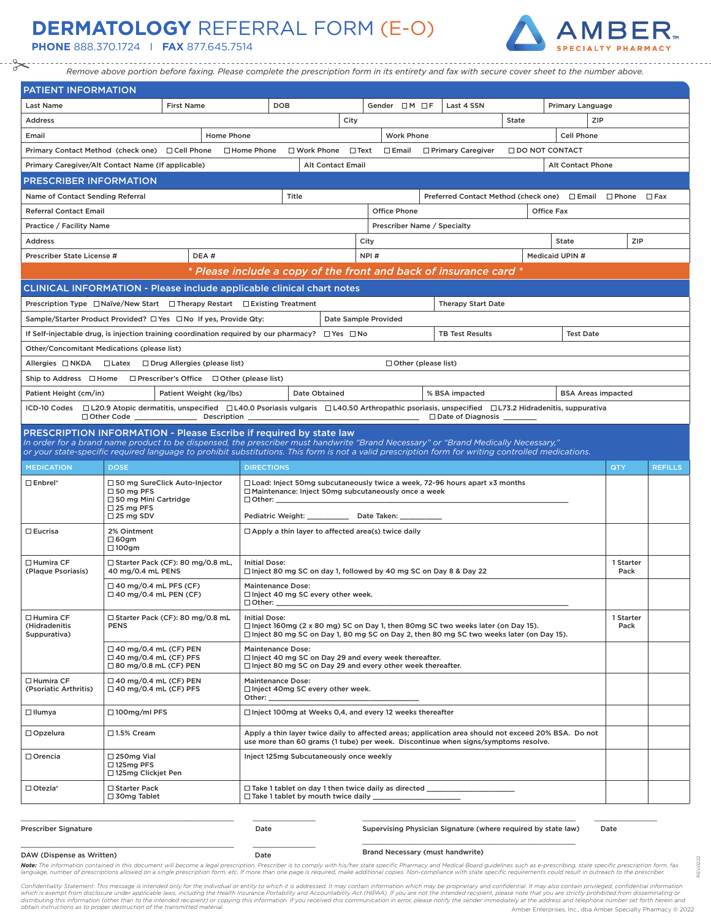# **DERMATOLOGY** REFERRAL FORM (E-O)

**PHONE** 888.370.1724 | **FAX** 877.645.7514

AMBER™ SPECIALTY PHARMACY

*Remove above portion before faxing. Please complete the prescription form in its entirety and fax with secure cover sheet to the number above.*

## PATIENT INFORMATION

| Last Name | First Name | DOB | Gender ☐M ☐F | Last 4 SSN | Primary Language |
|---|---|---|---|---|---|

| Address | City | State | ZIP |
|---|---|---|---|

| Email | Home Phone | Work Phone | Cell Phone |
|---|---|---|---|

Primary Contact Method (check one) ☐Cell Phone ☐Home Phone ☐Work Phone ☐Text ☐Email ☐Primary Caregiver ☐DO NOT CONTACT

| Primary Caregiver/Alt Contact Name (If applicable) | Alt Contact Email | Alt Contact Phone |
|---|---|---|

## PRESCRIBER INFORMATION

| Name of Contact Sending Referral | Title | Preferred Contact Method (check one) ☐Email ☐Phone ☐Fax |
|---|---|---|

| Referral Contact Email | Office Phone | Office Fax |
|---|---|---|

| Practice / Facility Name | Prescriber Name / Specialty |
|---|---|

| Address | City | State | ZIP |
|---|---|---|---|

| Prescriber State License # | DEA # | NPI # | Medicaid UPIN # |
|---|---|---|---|

*\* Please include a copy of the front and back of insurance card \**

## CLINICAL INFORMATION - Please include applicable clinical chart notes

| Prescription Type ☐Naïve/New Start ☐Therapy Restart ☐Existing Treatment | Therapy Start Date |
|---|---|

| Sample/Starter Product Provided? ☐Yes ☐No If yes, Provide Qty: | Date Sample Provided |
|---|---|

| If Self-injectable drug, is injection training coordination required by our pharmacy? ☐Yes ☐No | TB Test Results | Test Date |
|---|---|---|

Other/Concomitant Medications (please list)

Allergies ☐NKDA ☐Latex ☐Drug Allergies (please list) ☐Other (please list)

Ship to Address ☐Home ☐Prescriber's Office ☐Other (please list)

| Patient Height (cm/in) | Patient Weight (kg/lbs) | Date Obtained | % BSA impacted | BSA Areas impacted |
|---|---|---|---|---|

ICD-10 Codes ☐L20.9 Atopic dermatitis, unspecified ☐L40.0 Psoriasis vulgaris ☐L40.50 Arthropathic psoriasis, unspecified ☐L73.2 Hidradenitis, suppurativa
☐Other Code ______________ Description ________________________________________ ☐Date of Diagnosis ________

## PRESCRIPTION INFORMATION - Please Escribe if required by state law

*In order for a brand name product to be dispensed, the prescriber must handwrite "Brand Necessary" or "Brand Medically Necessary," or your state-specific required language to prohibit substitutions. This form is not a valid prescription form for writing controlled medications.*

| MEDICATION | DOSE | DIRECTIONS | QTY | REFILLS |
|---|---|---|---|---|
| ☐Enbrel® | ☐50 mg SureClick Auto-Injector<br>☐50 mg PFS<br>☐50 mg Mini Cartridge<br>☐25 mg PFS<br>☐25 mg SDV | ☐Load: Inject 50mg subcutaneously twice a week, 72-96 hours apart x3 months<br>☐Maintenance: Inject 50mg subcutaneously once a week<br>☐Other: ________________________________________<br>Pediatric Weight: __________ Date Taken: __________ | | |
| ☐Eucrisa | 2% Ointment<br>☐60gm<br>☐100gm | ☐Apply a thin layer to affected area(s) twice daily | | |
| ☐Humira CF (Plaque Psoriasis) | ☐Starter Pack (CF): 80 mg/0.8 mL, 40 mg/0.4 mL PENS | Initial Dose:<br>☐Inject 80 mg SC on day 1, followed by 40 mg SC on Day 8 & Day 22 | 1 Starter Pack | |
| | ☐40 mg/0.4 mL PFS (CF)<br>☐40 mg/0.4 mL PEN (CF) | Maintenance Dose:<br>☐Inject 40 mg SC every other week.<br>☐Other: ________________________________________ | | |
| ☐Humira CF (Hidradenitis Suppurativa) | ☐Starter Pack (CF): 80 mg/0.8 mL PENS | Initial Dose:<br>☐Inject 160mg (2 x 80 mg) SC on Day 1, then 80mg SC two weeks later (on Day 15).<br>☐Inject 80 mg SC on Day 1, 80 mg SC on Day 2, then 80 mg SC two weeks later (on Day 15). | 1 Starter Pack | |
| | ☐40 mg/0.4 mL (CF) PEN<br>☐40 mg/0.4 mL (CF) PFS<br>☐80 mg/0.8 mL (CF) PEN | Maintenance Dose:<br>☐Inject 40 mg SC on Day 29 and every week thereafter.<br>☐Inject 80 mg SC on Day 29 and every other week thereafter. | | |
| ☐Humira CF (Psoriatic Arthritis) | ☐40 mg/0.4 mL (CF) PEN<br>☐40 mg/0.4 mL (CF) PFS | Maintenance Dose:<br>☐Inject 40mg SC every other week.<br>Other: ______________________________ | | |
| ☐Ilumya | ☐100mg/ml PFS | ☐Inject 100mg at Weeks 0,4, and every 12 weeks thereafter | | |
| ☐Opzelura | ☐1.5% Cream | Apply a thin layer twice daily to affected areas; application area should not exceed 20% BSA. Do not use more than 60 grams (1 tube) per week. Discontinue when signs/symptoms resolve. | | |
| ☐Orencia | ☐250mg Vial<br>☐125mg PFS<br>☐125mg Clickjet Pen | Inject 125mg Subcutaneously once weekly | | |
| ☐Otezla® | ☐Starter Pack<br>☐30mg Tablet | ☐Take 1 tablet on day 1 then twice daily as directed ____________________<br>☐Take 1 tablet by mouth twice daily ____________________ | | |

| Prescriber Signature | Date | Supervising Physician Signature (where required by state law) | Date |
|---|---|---|---|
| DAW (Dispense as Written) | Date | Brand Necessary (must handwrite) | |

***Note:*** *The information contained in this document will become a legal prescription. Prescriber is to comply with his/her state specific Pharmacy and Medical Board guidelines such as e-prescribing, state specific prescription form, fax language, number of prescriptions allowed on a single prescription form, etc. If more than one page is required, make additional copies. Non-compliance with state specific requirements could result in outreach to the prescriber.*

*Confidentiality Statement: This message is intended only for the individual or entity to which it is addressed. It may contain information which may be proprietary and confidential. It may also contain privileged, confidential information which is exempt from disclosure under applicable laws, including the Health Insurance Portability and Accountability Act (HIPAA). If you are not the intended recipient, please note that you are strictly prohibited from disseminating or distributing this information (other than to the intended recipient) or copying this information. If you received this communication in error, please notify the sender immediately at the address and telephone number set forth herein and obtain instructions as to proper destruction of the transmitted material.*

Amber Enterprises, Inc., dba Amber Specialty Pharmacy © 2022

REV0222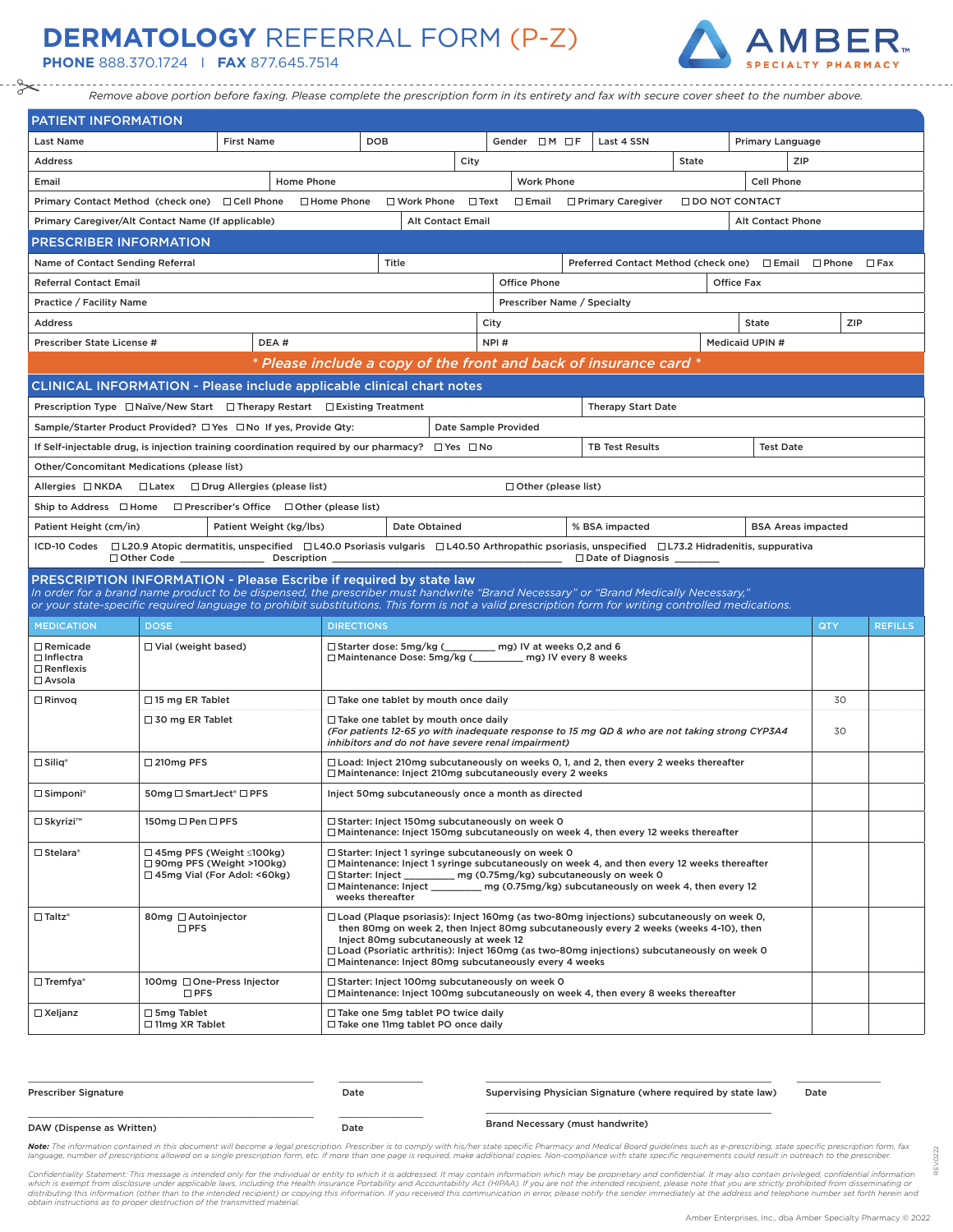# DERMATOLOGY REFERRAL FORM (P-Z)

**PHONE** 888.370.1724 | **FAX** 877.645.7514

AMBER SPECIALTY PHARMACY

*Remove above portion before faxing. Please complete the prescription form in its entirety and fax with secure cover sheet to the number above.*

## PATIENT INFORMATION

| | | | | | |
|---|---|---|---|---|---|
| Last Name | First Name | DOB | Gender ☐ M ☐ F | Last 4 SSN | Primary Language |
| Address | | City | | State | ZIP |
| Email | Home Phone | | Work Phone | | Cell Phone |

Primary Contact Method (check one) ☐ Cell Phone ☐ Home Phone ☐ Work Phone ☐ Text ☐ Email ☐ Primary Caregiver ☐ DO NOT CONTACT

| | | |
|---|---|---|
| Primary Caregiver/Alt Contact Name (If applicable) | Alt Contact Email | Alt Contact Phone |

## PRESCRIBER INFORMATION

| | | | |
|---|---|---|---|
| Name of Contact Sending Referral | Title | Preferred Contact Method (check one) ☐ Email ☐ Phone ☐ Fax | |
| Referral Contact Email | | Office Phone | Office Fax |
| Practice / Facility Name | | Prescriber Name / Specialty | |
| Address | City | State | ZIP |
| Prescriber State License # | DEA # | NPI # | Medicaid UPIN # |

*\* Please include a copy of the front and back of insurance card \**

## CLINICAL INFORMATION - Please include applicable clinical chart notes

| | | |
|---|---|---|
| Prescription Type ☐ Naïve/New Start ☐ Therapy Restart ☐ Existing Treatment | | Therapy Start Date |
| Sample/Starter Product Provided? ☐ Yes ☐ No If yes, Provide Qty: | Date Sample Provided | |
| If Self-injectable drug, is injection training coordination required by our pharmacy? ☐ Yes ☐ No | TB Test Results | Test Date |

Other/Concomitant Medications (please list)

Allergies ☐ NKDA ☐ Latex ☐ Drug Allergies (please list) ☐ Other (please list)

Ship to Address ☐ Home ☐ Prescriber's Office ☐ Other (please list)

| | | | | |
|---|---|---|---|---|
| Patient Height (cm/in) | Patient Weight (kg/lbs) | Date Obtained | % BSA impacted | BSA Areas impacted |

ICD-10 Codes ☐ L20.9 Atopic dermatitis, unspecified ☐ L40.0 Psoriasis vulgaris ☐ L40.50 Arthropathic psoriasis, unspecified ☐ L73.2 Hidradenitis, suppurativa ☐ Other Code ________ Description ________________ ☐ Date of Diagnosis ________

## PRESCRIPTION INFORMATION - Please Escribe if required by state law

*In order for a brand name product to be dispensed, the prescriber must handwrite "Brand Necessary" or "Brand Medically Necessary," or your state-specific required language to prohibit substitutions. This form is not a valid prescription form for writing controlled medications.*

| MEDICATION | DOSE | DIRECTIONS | QTY | REFILLS |
|---|---|---|---|---|
| ☐ Remicade<br>☐ Inflectra<br>☐ Renflexis<br>☐ Avsola | ☐ Vial (weight based) | ☐ Starter dose: 5mg/kg (________ mg) IV at weeks 0,2 and 6<br>☐ Maintenance Dose: 5mg/kg (________ mg) IV every 8 weeks | | |
| ☐ Rinvoq | ☐ 15 mg ER Tablet | ☐ Take one tablet by mouth once daily | 30 | |
| | ☐ 30 mg ER Tablet | ☐ Take one tablet by mouth once daily<br>*(For patients 12-65 yo with inadequate response to 15 mg QD & who are not taking strong CYP3A4 inhibitors and do not have severe renal impairment)* | 30 | |
| ☐ Siliq® | ☐ 210mg PFS | ☐ Load: Inject 210mg subcutaneously on weeks 0, 1, and 2, then every 2 weeks thereafter<br>☐ Maintenance: Inject 210mg subcutaneously every 2 weeks | | |
| ☐ Simponi® | 50mg ☐ SmartJect® ☐ PFS | Inject 50mg subcutaneously once a month as directed | | |
| ☐ Skyrizi™ | 150mg ☐ Pen ☐ PFS | ☐ Starter: Inject 150mg subcutaneously on week 0<br>☐ Maintenance: Inject 150mg subcutaneously on week 4, then every 12 weeks thereafter | | |
| ☐ Stelara® | ☐ 45mg PFS (Weight ≤100kg)<br>☐ 90mg PFS (Weight >100kg)<br>☐ 45mg Vial (For Adol: <60kg) | ☐ Starter: Inject 1 syringe subcutaneously on week 0<br>☐ Maintenance: Inject 1 syringe subcutaneously on week 4, and then every 12 weeks thereafter<br>☐ Starter: Inject ________ mg (0.75mg/kg) subcutaneously on week 0<br>☐ Maintenance: Inject ________ mg (0.75mg/kg) subcutaneously on week 4, then every 12 weeks thereafter | | |
| ☐ Taltz® | 80mg ☐ Autoinjector<br>☐ PFS | ☐ Load (Plaque psoriasis): Inject 160mg (as two-80mg injections) subcutaneously on week 0, then 80mg on week 2, then Inject 80mg subcutaneously every 2 weeks (weeks 4-10), then Inject 80mg subcutaneously at week 12<br>☐ Load (Psoriatic arthritis): Inject 160mg (as two-80mg injections) subcutaneously on week 0<br>☐ Maintenance: Inject 80mg subcutaneously every 4 weeks | | |
| ☐ Tremfya® | 100mg ☐ One-Press Injector<br>☐ PFS | ☐ Starter: Inject 100mg subcutaneously on week 0<br>☐ Maintenance: Inject 100mg subcutaneously on week 4, then every 8 weeks thereafter | | |
| ☐ Xeljanz | ☐ 5mg Tablet<br>☐ 11mg XR Tablet | ☐ Take one 5mg tablet PO twice daily<br>☐ Take one 11mg tablet PO once daily | | |

Prescriber Signature ____________ Date ________ Supervising Physician Signature (where required by state law) ____________ Date ________

DAW (Dispense as Written) ____________ Date ________ Brand Necessary (must handwrite) ____________

***Note:*** *The information contained in this document will become a legal prescription. Prescriber is to comply with his/her state specific Pharmacy and Medical Board guidelines such as e-prescribing, state specific prescription form, fax language, number of prescriptions allowed on a single prescription form, etc. If more than one page is required, make additional copies. Non-compliance with state specific requirements could result in outreach to the prescriber.*

*Confidentiality Statement: This message is intended only for the individual or entity to which it is addressed. It may contain information which may be proprietary and confidential. It may also contain privileged, confidential information which is exempt from disclosure under applicable laws, including the Health Insurance Portability and Accountability Act (HIPAA). If you are not the intended recipient, please note that you are strictly prohibited from disseminating or distributing this information (other than to the intended recipient) or copying this information. If you received this communication in error, please notify the sender immediately at the address and telephone number set forth herein and obtain instructions as to proper destruction of the transmitted material.*

REX0222

Amber Enterprises, Inc., dba Amber Specialty Pharmacy © 2022